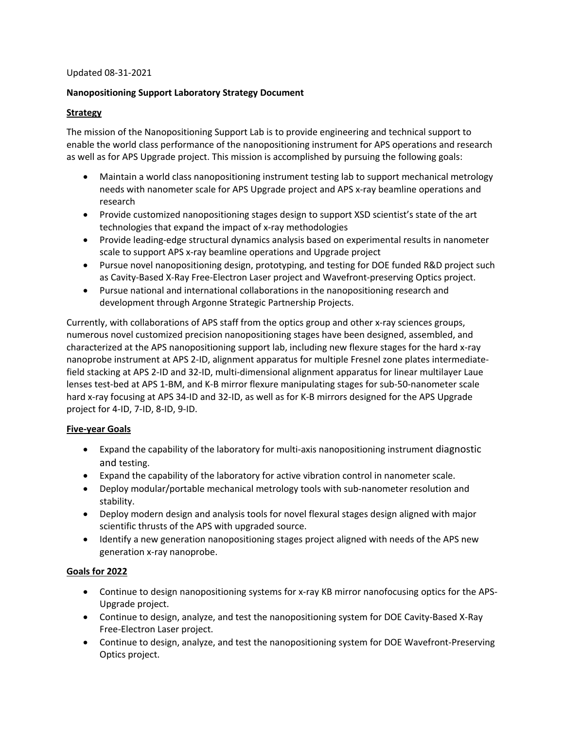Updated 08-31-2021

**Nanopositioning Support Laboratory Strategy Document**

## Strategy

The mission of the Nanopositioning Support Lab is to provide engineering and technical support to enable the world class performance of the nanopositioning instrument for APS operations and research as well as for APS Upgrade project. This mission is accomplished by pursuing the following goals:

- Maintain a world class nanopositioning instrument testing lab to support mechanical metrology needs with nanometer scale for APS Upgrade project and APS x-ray beamline operations and research
- Provide customized nanopositioning stages design to support XSD scientist's state of the art technologies that expand the impact of x-ray methodologies
- Provide leading-edge structural dynamics analysis based on experimental results in nanometer scale to support APS x-ray beamline operations and Upgrade project
- Pursue novel nanopositioning design, prototyping, and testing for DOE funded R&D project such as Cavity-Based X-Ray Free-Electron Laser project and Wavefront-preserving Optics project.
- Pursue national and international collaborations in the nanopositioning research and development through Argonne Strategic Partnership Projects.

Currently, with collaborations of APS staff from the optics group and other x-ray sciences groups, numerous novel customized precision nanopositioning stages have been designed, assembled, and characterized at the APS nanopositioning support lab, including new flexure stages for the hard x-ray nanoprobe instrument at APS 2-ID, alignment apparatus for multiple Fresnel zone plates intermediate-field stacking at APS 2-ID and 32-ID, multi-dimensional alignment apparatus for linear multilayer Laue lenses test-bed at APS 1-BM, and K-B mirror flexure manipulating stages for sub-50-nanometer scale hard x-ray focusing at APS 34-ID and 32-ID, as well as for K-B mirrors designed for the APS Upgrade project for 4-ID, 7-ID, 8-ID, 9-ID.

## Five-year Goals

- Expand the capability of the laboratory for multi-axis nanopositioning instrument diagnostic and testing.
- Expand the capability of the laboratory for active vibration control in nanometer scale.
- Deploy modular/portable mechanical metrology tools with sub-nanometer resolution and stability.
- Deploy modern design and analysis tools for novel flexural stages design aligned with major scientific thrusts of the APS with upgraded source.
- Identify a new generation nanopositioning stages project aligned with needs of the APS new generation x-ray nanoprobe.

## Goals for 2022

- Continue to design nanopositioning systems for x-ray KB mirror nanofocusing optics for the APS-Upgrade project.
- Continue to design, analyze, and test the nanopositioning system for DOE Cavity-Based X-Ray Free-Electron Laser project.
- Continue to design, analyze, and test the nanopositioning system for DOE Wavefront-Preserving Optics project.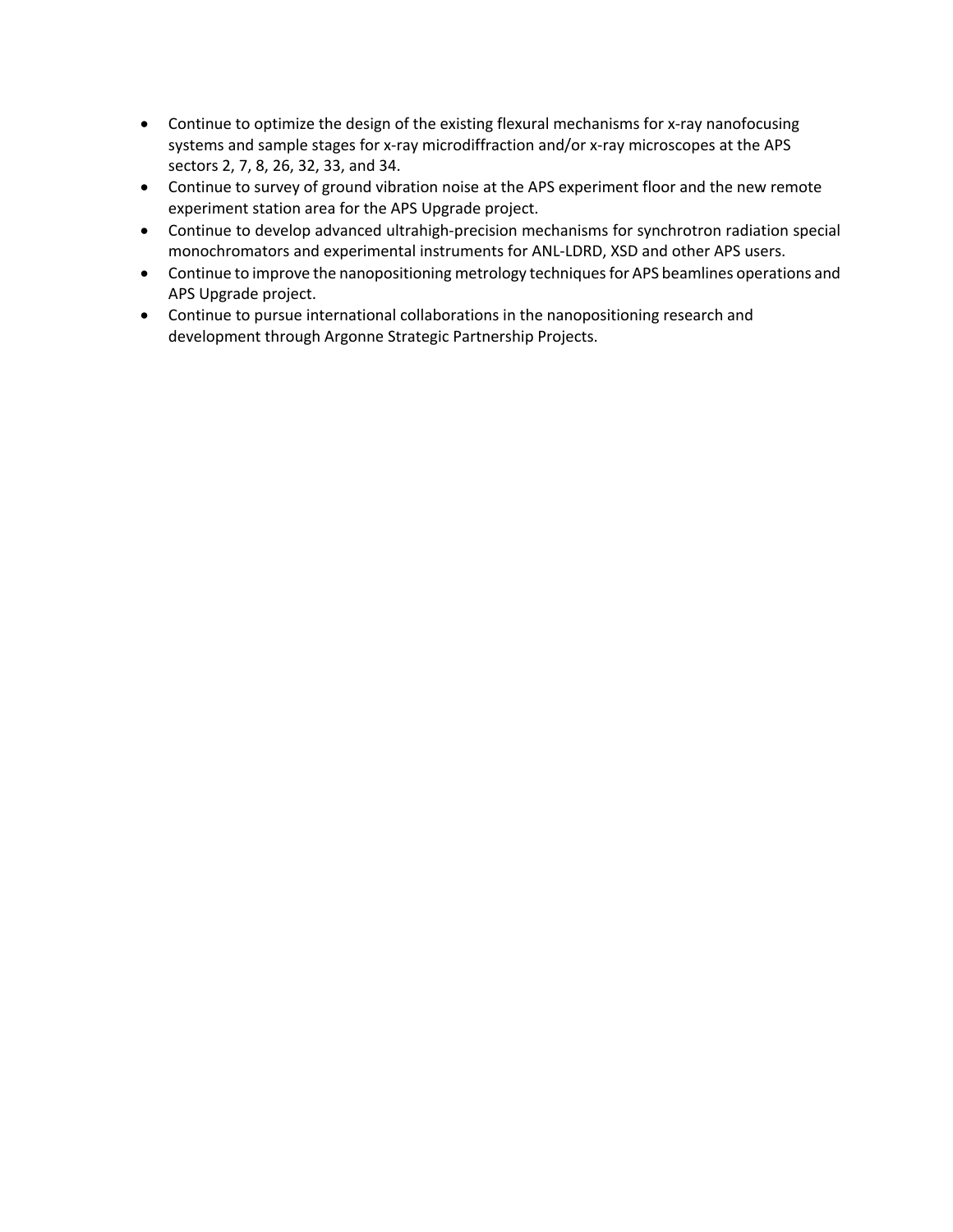- Continue to optimize the design of the existing flexural mechanisms for x-ray nanofocusing systems and sample stages for x-ray microdiffraction and/or x-ray microscopes at the APS sectors 2, 7, 8, 26, 32, 33, and 34.
- Continue to survey of ground vibration noise at the APS experiment floor and the new remote experiment station area for the APS Upgrade project.
- Continue to develop advanced ultrahigh-precision mechanisms for synchrotron radiation special monochromators and experimental instruments for ANL-LDRD, XSD and other APS users.
- Continue to improve the nanopositioning metrology techniques for APS beamlines operations and APS Upgrade project.
- Continue to pursue international collaborations in the nanopositioning research and development through Argonne Strategic Partnership Projects.